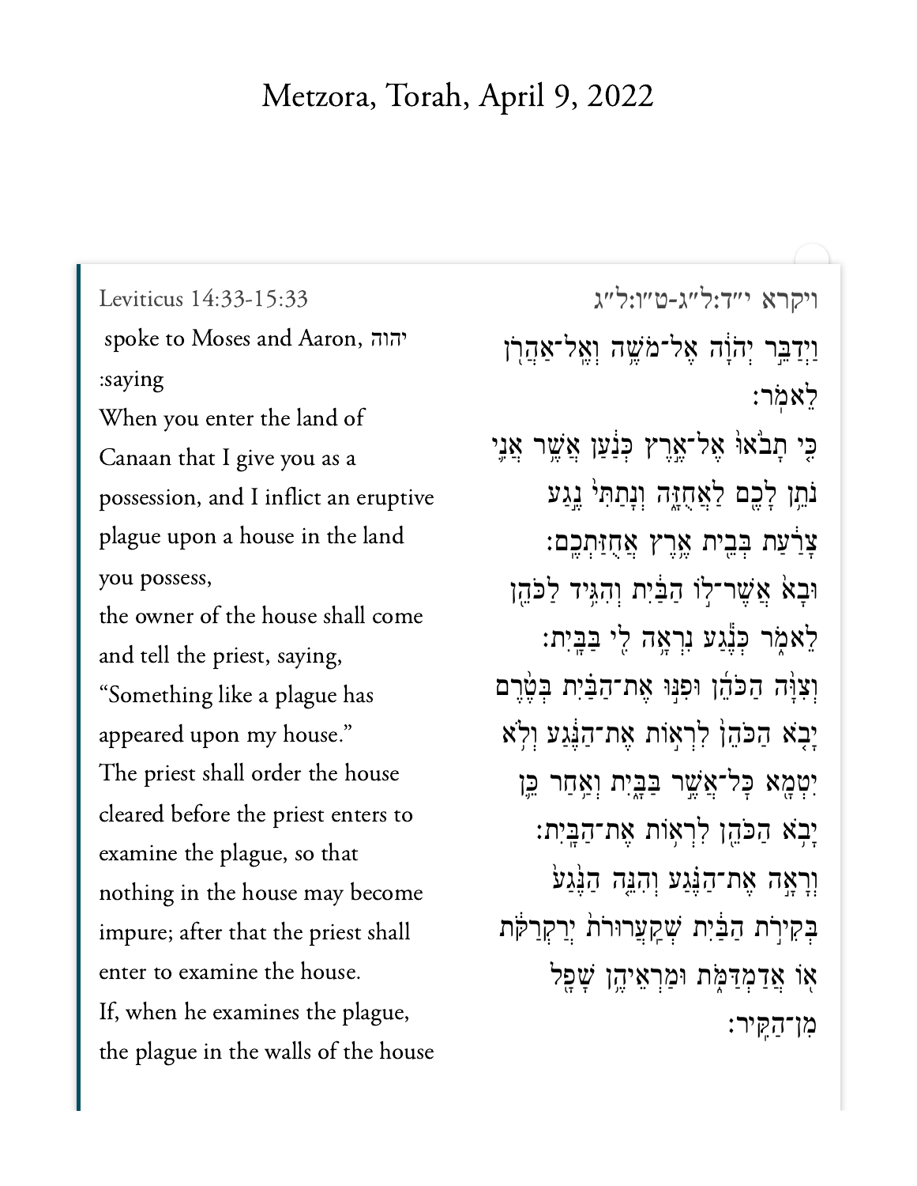# Metzora, Torah, April 9, 2022

Leviticus 14:33-15:33

ויקרא י״ד:ל״ג-ט״ו:ל״ג

יהוה spoke to Moses and Aaron, saying:

When you enter the land of Canaan that I give you as a possession, and I inflict an eruptive plague upon a house in the land you possess,

the owner of the house shall come and tell the priest, saying, “Something like a plague has appeared upon my house.”

The priest shall order the house cleared before the priest enters to examine the plague, so that nothing in the house may become impure; after that the priest shall enter to examine the house.

If, when he examines the plague, the plague in the walls of the house

וַיְדַבֵּר יְהֹוָה אֶל־מֹשֶׁה וְאֶל־אַהֲרֹן לֵאמֹר׃

כִּי תָבֹאוּ אֶל־אֶרֶץ כְּנַעַן אֲשֶׁר אֲנִי נֹתֵן לָכֶם לַאֲחֻזָּה וְנָתַתִּי נֶגַע צָרַעַת בְּבֵית אֶרֶץ אֲחֻזַּתְכֶם׃

וּבָא אֲשֶׁר־לוֹ הַבַּיִת וְהִגִּיד לַכֹּהֵן לֵאמֹר כְּנֶגַע נִרְאָה לִי בַּבָּיִת׃

וְצִוָּה הַכֹּהֵן וּפִנּוּ אֶת־הַבַּיִת בְּטֶרֶם יָבֹא הַכֹּהֵן לִרְאוֹת אֶת־הַנֶּגַע וְלֹא יִטְמָא כָּל־אֲשֶׁר בַּבָּיִת וְאַחַר כֵּן יָבֹא הַכֹּהֵן לִרְאוֹת אֶת־הַבָּיִת׃

וְרָאָה אֶת־הַנֶּגַע וְהִנֵּה הַנֶּגַע בְּקִירֹת הַבַּיִת שְׁקַעֲרוּרֹת יְרַקְרַקֹּת אוֹ אֲדַמְדַּמֹּת וּמַרְאֵיהֶן שָׁפָל מִן־הַקִּיר׃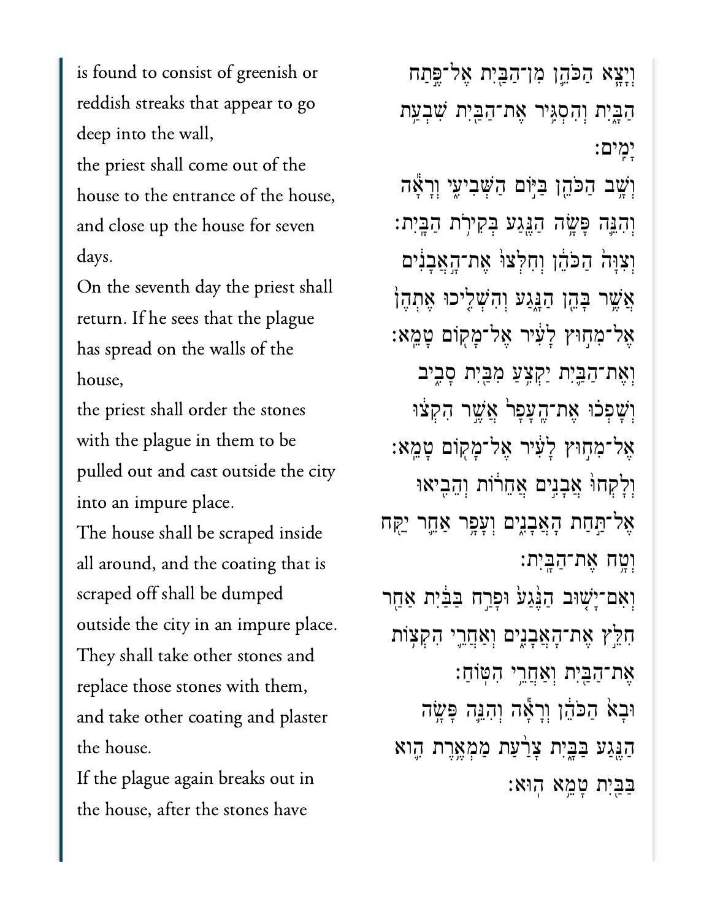is found to consist of greenish or reddish streaks that appear to go deep into the wall,

the priest shall come out of the house to the entrance of the house, and close up the house for seven days.

On the seventh day the priest shall return. If he sees that the plague has spread on the walls of the house,

the priest shall order the stones with the plague in them to be pulled out and cast outside the city into an impure place.

The house shall be scraped inside all around, and the coating that is scraped off shall be dumped outside the city in an impure place.

They shall take other stones and replace those stones with them, and take other coating and plaster the house.

If the plague again breaks out in the house, after the stones have

וְיָצָ֧א הַכֹּהֵ֛ן מִן־הַבַּ֖יִת אֶל־פֶּ֣תַח הַבָּ֑יִת וְהִסְגִּ֥יר אֶת־הַבַּ֖יִת שִׁבְעַ֥ת יָמִֽים׃

וְשָׁ֥ב הַכֹּהֵ֖ן בַּיּ֣וֹם הַשְּׁבִיעִ֑י וְרָאָ֕ה וְהִנֵּ֛ה פָּשָׂ֥ה הַנֶּ֖גַע בְּקִירֹ֥ת הַבָּֽיִת׃

וְצִוָּה֙ הַכֹּהֵ֔ן וְחִלְּצוּ֙ אֶת־הָ֣אֲבָנִ֔ים אֲשֶׁ֥ר בָּהֵ֖ן הַנָּ֑גַע וְהִשְׁלִ֤יכוּ אֶתְהֶן֙ אֶל־מִח֣וּץ לָעִ֔יר אֶל־מָק֖וֹם טָמֵֽא׃

וְאֶת־הַבַּ֛יִת יַקְצִ֥עַ מִבַּ֖יִת סָבִ֑יב וְשָׁפְכ֗וּ אֶת־הֶֽעָפָר֙ אֲשֶׁ֣ר הִקְצ֔וּ אֶל־מִח֣וּץ לָעִ֔יר אֶל־מָק֖וֹם טָמֵֽא׃

וְלָֽקְחוּ֙ אֲבָנִ֣ים אֲחֵר֔וֹת וְהֵבִ֖יאוּ אֶל־תַּ֣חַת הָאֲבָנִ֑ים וְעָפָ֥ר אַחֵ֛ר יִקַּ֖ח וְטָ֥ח אֶת־הַבָּֽיִת׃

וְאִם־יָשׁ֤וּב הַנֶּ֙גַע֙ וּפָרַ֣ח בַּבַּ֔יִת אַחַ֖ר חִלֵּ֣ץ אֶת־הָאֲבָנִ֑ים וְאַחֲרֵ֛י הִקְצ֥וֹת אֶת־הַבַּ֖יִת וְאַחֲרֵ֥י הִטּֽוֹחַ׃

וּבָא֙ הַכֹּהֵ֔ן וְרָאָ֕ה וְהִנֵּ֛ה פָּשָׂ֥ה הַנֶּ֖גַע בַּבָּ֑יִת צָרַ֨עַת מַמְאֶ֥רֶת הִ֛וא בַּבַּ֖יִת טָמֵ֥א הֽוּא׃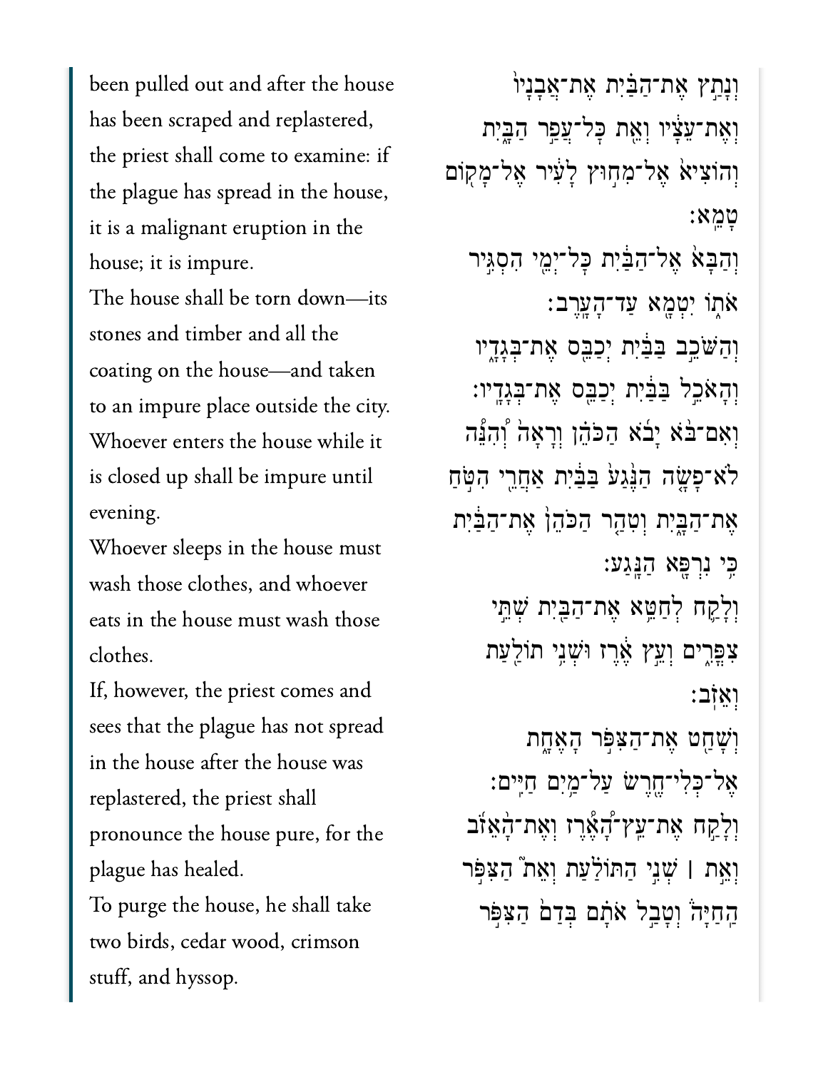been pulled out and after the house has been scraped and replastered, the priest shall come to examine: if the plague has spread in the house, it is a malignant eruption in the house; it is impure.

The house shall be torn down—its stones and timber and all the coating on the house—and taken to an impure place outside the city.

Whoever enters the house while it is closed up shall be impure until evening.

Whoever sleeps in the house must wash those clothes, and whoever eats in the house must wash those clothes.

If, however, the priest comes and sees that the plague has not spread in the house after the house was replastered, the priest shall pronounce the house pure, for the plague has healed.

To purge the house, he shall take two birds, cedar wood, crimson stuff, and hyssop.

וְנָתַ֣ץ אֶת־הַבַּ֗יִת אֶת־אֲבָנָיו֙ וְאֶת־עֵצָ֔יו וְאֵ֖ת כָּל־עֲפַ֣ר הַבָּ֑יִת וְהוֹצִיא֙ אֶל־מִח֣וּץ לָעִ֔יר אֶל־מָק֖וֹם טָמֵֽא׃

וְהַבָּא֙ אֶל־הַבַּ֔יִת כָּל־יְמֵ֖י הִסְגִּ֣יר אֹת֑וֹ יִטְמָ֖א עַד־הָעָֽרֶב׃

וְהַשֹּׁכֵ֣ב בַּבַּ֔יִת יְכַבֵּ֖ס אֶת־בְּגָדָ֑יו וְהָאֹכֵ֣ל בַּבַּ֔יִת יְכַבֵּ֖ס אֶת־בְּגָדָֽיו׃

וְאִם־בֹּ֨א יָבֹ֜א הַכֹּהֵ֗ן וְרָאָה֙ וְהִנֵּ֨ה לֹא־פָשָׂ֤ה הַנֶּ֙גַע֙ בַּבַּ֔יִת אַחֲרֵ֖י הִטֹּ֣חַ אֶת־הַבָּ֑יִת וְטִהַ֤ר הַכֹּהֵן֙ אֶת־הַבַּ֔יִת כִּ֥י נִרְפָּ֖א הַנָּֽגַע׃

וְלָקַ֛ח לְחַטֵּ֥א אֶת־הַבַּ֖יִת שְׁתֵּ֣י צִפֳּרִ֑ים וְעֵ֣ץ אֶ֔רֶז וּשְׁנִ֥י תוֹלַ֖עַת וְאֵזֹֽב׃

וְשָׁחַ֖ט אֶת־הַצִּפֹּ֣ר הָאֶחָ֑ת אֶל־כְּלִי־חֶ֖רֶשׂ עַל־מַ֥יִם חַיִּֽים׃

וְלָקַ֣ח אֶת־עֵֽץ־הָ֠אֶרֶז וְאֶת־הָ֨אֵזֹ֜ב וְאֵ֣ת ׀ שְׁנִ֣י הַתּוֹלַ֗עַת וְאֵת֮ הַצִּפֹּ֣ר הַחַיָּה֒ וְטָבַ֣ל אֹתָ֗ם בְּדַם֙ הַצִּפֹּ֣ר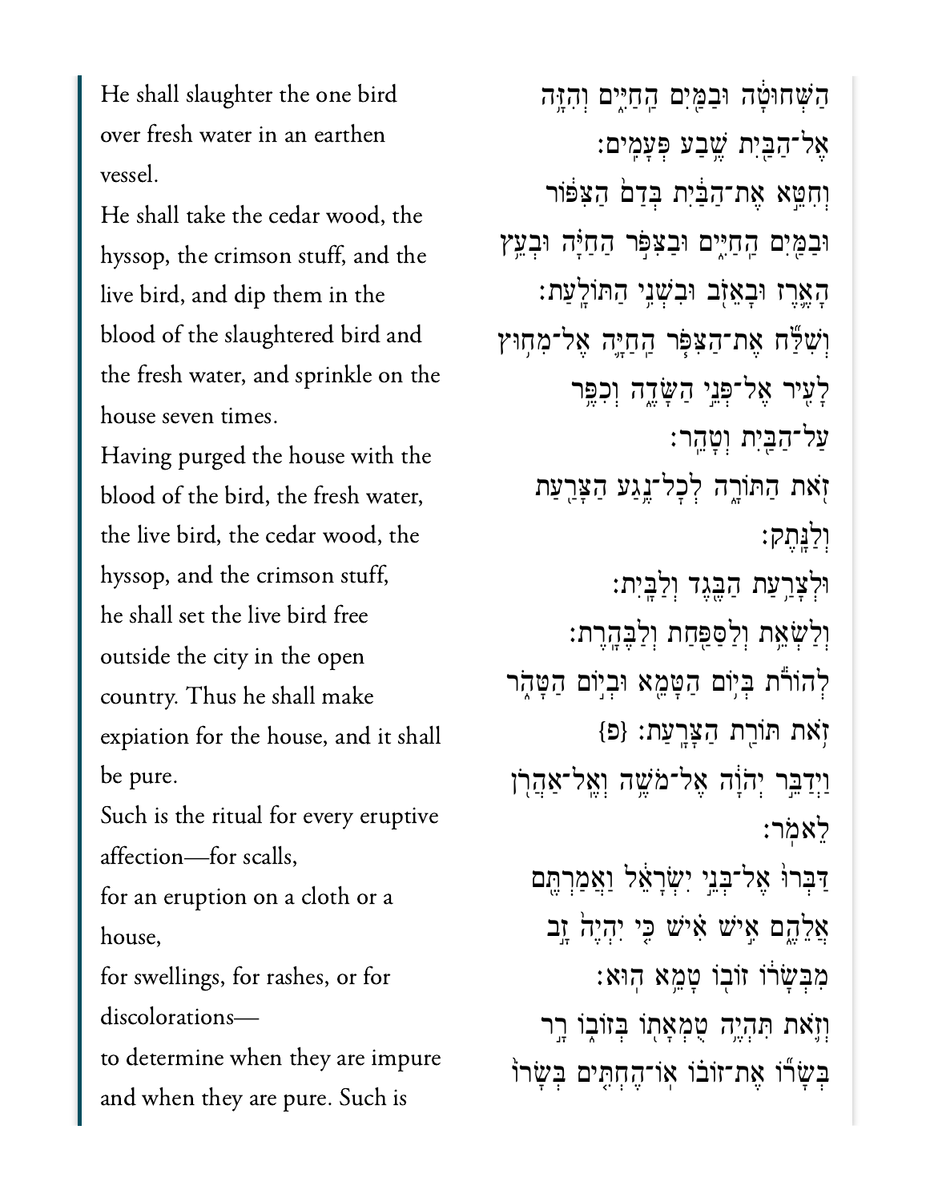He shall slaughter the one bird over fresh water in an earthen vessel.

He shall take the cedar wood, the hyssop, the crimson stuff, and the live bird, and dip them in the blood of the slaughtered bird and the fresh water, and sprinkle on the house seven times.

Having purged the house with the blood of the bird, the fresh water, the live bird, the cedar wood, the hyssop, and the crimson stuff,

he shall set the live bird free outside the city in the open country. Thus he shall make expiation for the house, and it shall be pure.

Such is the ritual for every eruptive affection—for scalls,

for an eruption on a cloth or a house,

for swellings, for rashes, or for discolorations—

to determine when they are impure and when they are pure. Such is

הַשְּׁחוּטָ֔ה וּבַמַּ֖יִם הַחַיִּ֑ים וְהִזָּ֥ה אֶל־הַבַּ֖יִת שֶׁ֥בַע פְּעָמִֽים׃

וְחִטֵּ֣א אֶת־הַבַּ֔יִת בְּדַם֙ הַצִּפּ֔וֹר וּבַמַּ֖יִם הַחַיִּ֑ים וּבַצִּפֹּ֣ר הַחַיָּ֗ה וּבְעֵ֥ץ הָאֶ֛רֶז וּבָאֵזֹ֖ב וּבִשְׁנִ֥י הַתּוֹלָֽעַת׃

וְשִׁלַּ֞ח אֶת־הַצִּפֹּ֧ר הַחַיָּ֛ה אֶל־מִח֥וּץ לָעִ֖יר אֶל־פְּנֵ֣י הַשָּׂדֶ֑ה וְכִפֶּ֥ר עַל־הַבַּ֖יִת וְטָהֵֽר׃

זֹ֖את הַתּוֹרָ֑ה לְכָל־נֶ֥גַע הַצָּרַ֖עַת וְלַנָּֽתֶק׃

וּלְצָרַ֥עַת הַבֶּ֖גֶד וְלַבָּֽיִת׃

וְלַשְׂאֵ֥ת וְלַסַּפַּ֖חַת וְלַבֶּהָֽרֶת׃

לְהוֹרֹ֕ת בְּי֥וֹם הַטָּמֵ֖א וּבְי֣וֹם הַטָּהֹ֑ר זֹ֥את תּוֹרַ֖ת הַצָּרָֽעַת׃ {פ}

וַיְדַבֵּ֣ר יְהֹוָ֔ה אֶל־מֹשֶׁ֥ה וְאֶֽל־אַהֲרֹ֖ן לֵאמֹֽר׃

דַּבְּרוּ֙ אֶל־בְּנֵ֣י יִשְׂרָאֵ֔ל וַאֲמַרְתֶּ֖ם אֲלֵהֶ֑ם אִ֣ישׁ אִ֗ישׁ כִּ֤י יִהְיֶה֙ זָ֣ב מִבְּשָׂר֔וֹ זוֹב֖וֹ טָמֵ֥א הֽוּא׃

וְזֹ֛את תִּהְיֶ֥ה טֻמְאָת֖וֹ בְּזוֹב֑וֹ רָ֣ר בְּשָׂר֞וֹ אֶת־זוֹב֗וֹ אֽוֹ־הֶחְתִּ֤ים בְּשָׂרוֹ֙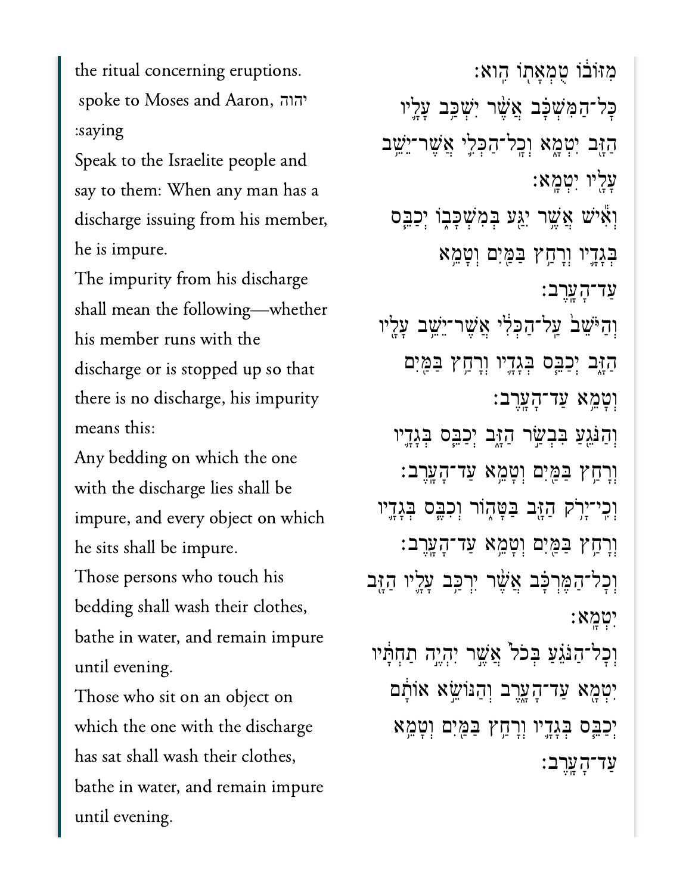the ritual concerning eruptions.

יהוה spoke to Moses and Aaron, saying:

Speak to the Israelite people and say to them: When any man has a discharge issuing from his member, he is impure.

The impurity from his discharge shall mean the following—whether his member runs with the discharge or is stopped up so that there is no discharge, his impurity means this:

Any bedding on which the one with the discharge lies shall be impure, and every object on which he sits shall be impure.

Those persons who touch his bedding shall wash their clothes, bathe in water, and remain impure until evening.

Those who sit on an object on which the one with the discharge has sat shall wash their clothes, bathe in water, and remain impure until evening.

מִזּוֹבוֹ טֻמְאָתוֹ הִוא׃

כׇּל־הַמִּשְׁכָּב אֲשֶׁר יִשְׁכַּב עָלָיו הַזָּב יִטְמָא וְכׇל־הַכְּלִי אֲשֶׁר־יֵשֵׁב עָלָיו יִטְמָא׃

וְאִישׁ אֲשֶׁר יִגַּע בְּמִשְׁכָּבוֹ יְכַבֵּס בְּגָדָיו וְרָחַץ בַּמַּיִם וְטָמֵא עַד־הָעָרֶב׃

וְהַיֹּשֵׁב עַל־הַכְּלִי אֲשֶׁר־יֵשֵׁב עָלָיו הַזָּב יְכַבֵּס בְּגָדָיו וְרָחַץ בַּמַּיִם וְטָמֵא עַד־הָעָרֶב׃

וְהַנֹּגֵעַ בִּבְשַׂר הַזָּב יְכַבֵּס בְּגָדָיו וְרָחַץ בַּמַּיִם וְטָמֵא עַד־הָעָרֶב׃

וְכִי־יָרֹק הַזָּב בַּטָּהוֹר וְכִבֶּס בְּגָדָיו וְרָחַץ בַּמַּיִם וְטָמֵא עַד־הָעָרֶב׃

וְכׇל־הַמֶּרְכָּב אֲשֶׁר יִרְכַּב עָלָיו הַזָּב יִטְמָא׃

וְכׇל־הַנֹּגֵעַ בְּכֹל אֲשֶׁר יִהְיֶה תַחְתָּיו יִטְמָא עַד־הָעָרֶב וְהַנּוֹשֵׂא אוֹתָם יְכַבֵּס בְּגָדָיו וְרָחַץ בַּמַּיִם וְטָמֵא עַד־הָעָרֶב׃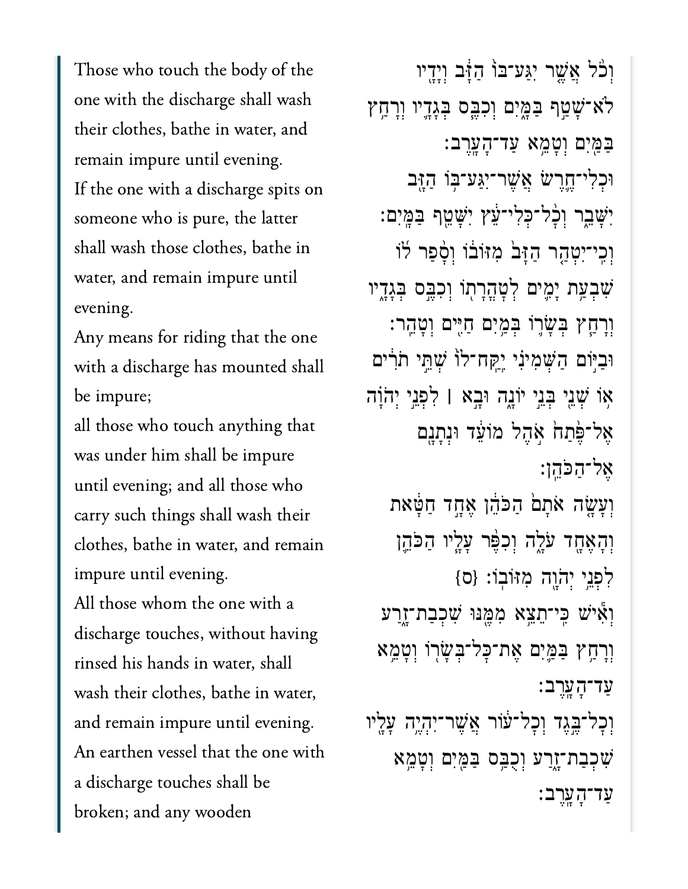Those who touch the body of the one with the discharge shall wash their clothes, bathe in water, and remain impure until evening.

If the one with a discharge spits on someone who is pure, the latter shall wash those clothes, bathe in water, and remain impure until evening.

Any means for riding that the one with a discharge has mounted shall be impure;

all those who touch anything that was under him shall be impure until evening; and all those who carry such things shall wash their clothes, bathe in water, and remain impure until evening.

All those whom the one with a discharge touches, without having rinsed his hands in water, shall wash their clothes, bathe in water, and remain impure until evening.

An earthen vessel that the one with a discharge touches shall be broken; and any wooden

וְכׇל֙ אֲשֶׁ֣ר יִגַּע־בּוֹ֙ הַזָּ֔ב וְיָדָ֖יו לֹא־שָׁטַ֣ף בַּמָּ֑יִם וְכִבֶּ֧ס בְּגָדָ֛יו וְרָחַ֥ץ בַּמַּ֖יִם וְטָמֵ֥א עַד־הָעָֽרֶב׃

וּכְלִי־חֶ֛רֶשׂ אֲשֶׁר־יִגַּע־בּ֥וֹ הַזָּ֖ב יִשָּׁבֵ֑ר וְכׇ֨ל־כְּלִי־עֵ֔ץ יִשָּׁטֵ֖ף בַּמָּֽיִם׃

וְכִֽי־יִטְהַ֤ר הַזָּב֙ מִזּוֹב֔וֹ וְסָ֨פַר ל֜וֹ שִׁבְעַ֥ת יָמִ֛ים לְטׇהֳרָת֖וֹ וְכִבֶּ֣ס בְּגָדָ֑יו וְרָחַ֧ץ בְּשָׂר֛וֹ בְּמַ֥יִם חַיִּ֖ים וְטָהֵֽר׃

וּבַיּ֣וֹם הַשְּׁמִינִ֗י יִֽקַּֽח־לוֹ֙ שְׁתֵּ֣י תֹרִ֔ים א֥וֹ שְׁנֵ֖י בְּנֵ֣י יוֹנָ֑ה וּבָ֣א ׀ לִפְנֵ֣י יְהֹוָ֗ה אֶל־פֶּ֙תַח֙ אֹ֣הֶל מוֹעֵ֔ד וּנְתָנָ֖ם אֶל־הַכֹּהֵֽן׃

וְעָשָׂ֤ה אֹתָם֙ הַכֹּהֵ֔ן אֶחָ֣ד חַטָּ֔את וְהָאֶחָ֖ד עֹלָ֑ה וְכִפֶּ֨ר עָלָ֧יו הַכֹּהֵ֛ן לִפְנֵ֥י יְהֹוָ֖ה מִזּוֹבֽוֹ׃ {ס}

וְאִ֕ישׁ כִּֽי־תֵצֵ֥א מִמֶּ֖נּוּ שִׁכְבַת־זָ֑רַע וְרָחַ֥ץ בַּמַּ֛יִם אֶת־כׇּל־בְּשָׂר֖וֹ וְטָמֵ֥א עַד־הָעָֽרֶב׃

וְכׇל־בֶּ֣גֶד וְכׇל־ע֔וֹר אֲשֶׁר־יִהְיֶ֥ה עָלָ֖יו שִׁכְבַת־זָ֑רַע וְכֻבַּ֥ס בַּמַּ֖יִם וְטָמֵ֥א עַד־הָעָֽרֶב׃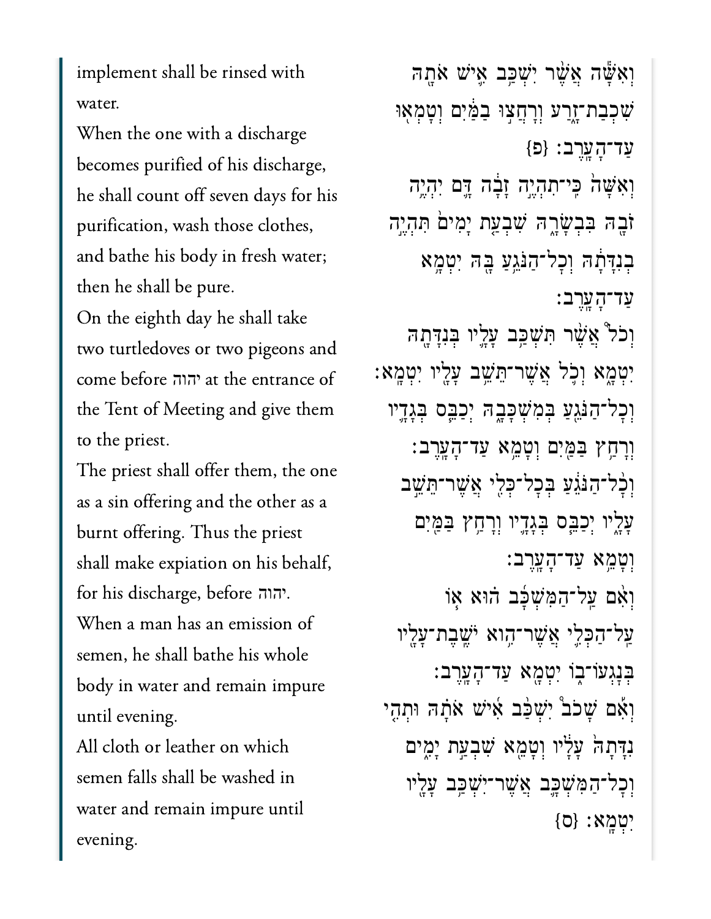implement shall be rinsed with water.

When the one with a discharge becomes purified of his discharge, he shall count off seven days for his purification, wash those clothes, and bathe his body in fresh water; then he shall be pure.

On the eighth day he shall take two turtledoves or two pigeons and come before יהוה at the entrance of the Tent of Meeting and give them to the priest.

The priest shall offer them, the one as a sin offering and the other as a burnt offering. Thus the priest shall make expiation on his behalf, for his discharge, before יהוה.

When a man has an emission of semen, he shall bathe his whole body in water and remain impure until evening.

All cloth or leather on which semen falls shall be washed in water and remain impure until evening.

וְאִשָּׁה אֲשֶׁר יִשְׁכַּב אִישׁ אֹתָהּ שִׁכְבַת־זָרַע וְרָחֲצוּ בַמַּיִם וְטָמְאוּ עַד־הָעָרֶב׃ {פ}

וְאִשָּׁה כִּי־תִהְיֶה זָבָה דָּם יִהְיֶה זֹבָהּ בִּבְשָׂרָהּ שִׁבְעַת יָמִים תִּהְיֶה בְנִדָּתָהּ וְכָל־הַנֹּגֵעַ בָּהּ יִטְמָא עַד־הָעָרֶב׃

וְכֹל אֲשֶׁר תִּשְׁכַּב עָלָיו בְּנִדָּתָהּ יִטְמָא וְכֹל אֲשֶׁר־תֵּשֵׁב עָלָיו יִטְמָא׃

וְכָל־הַנֹּגֵעַ בְּמִשְׁכָּבָהּ יְכַבֵּס בְּגָדָיו וְרָחַץ בַּמַּיִם וְטָמֵא עַד־הָעָרֶב׃

וְכָל־הַנֹּגֵעַ בְּכָל־כְּלִי אֲשֶׁר־תֵּשֵׁב עָלָיו יְכַבֵּס בְּגָדָיו וְרָחַץ בַּמַּיִם וְטָמֵא עַד־הָעָרֶב׃

וְאִם עַל־הַמִּשְׁכָּב הוּא אוֹ עַל־הַכְּלִי אֲשֶׁר־הִוא יֹשֶׁבֶת־עָלָיו בְּנָגְעוֹ־בוֹ יִטְמָא עַד־הָעָרֶב׃

וְאִם שָׁכֹב יִשְׁכַּב אִישׁ אֹתָהּ וּתְהִי נִדָּתָהּ עָלָיו וְטָמֵא שִׁבְעַת יָמִים וְכָל־הַמִּשְׁכָּב אֲשֶׁר־יִשְׁכַּב עָלָיו יִטְמָא׃ {ס}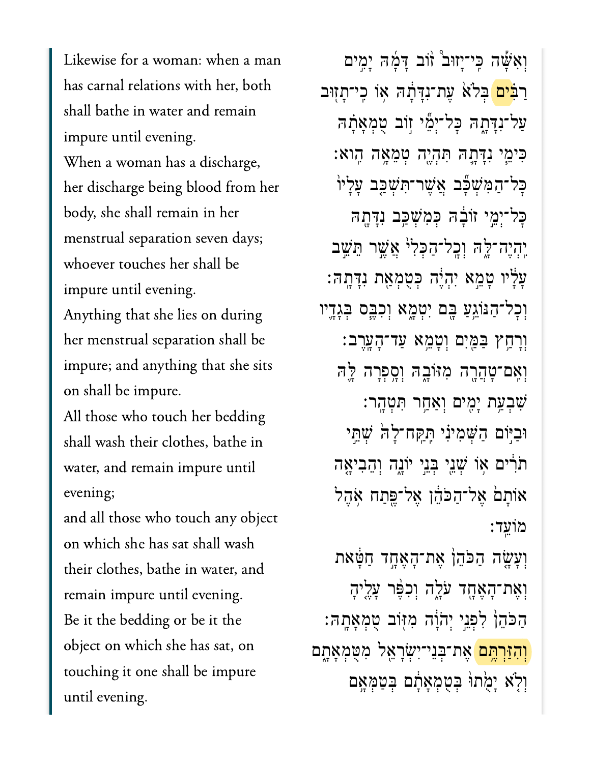Likewise for a woman: when a man has carnal relations with her, both shall bathe in water and remain impure until evening.

When a woman has a discharge, her discharge being blood from her body, she shall remain in her menstrual separation seven days; whoever touches her shall be impure until evening.

Anything that she lies on during her menstrual separation shall be impure; and anything that she sits on shall be impure.

All those who touch her bedding shall wash their clothes, bathe in water, and remain impure until evening;

and all those who touch any object on which she has sat shall wash their clothes, bathe in water, and remain impure until evening.

Be it the bedding or be it the object on which she has sat, on touching it one shall be impure until evening.

וְאִשָּׁה כִּי־יָזוּב זוֹב דָּמָהּ יָמִים רַבִּים בְּלֹא עֶת־נִדָּתָהּ אוֹ כִי־תָזוּב עַל־נִדָּתָהּ כָּל־יְמֵי זוֹב טֻמְאָתָהּ כִּימֵי נִדָּתָהּ תִּהְיֶה טְמֵאָה הִוא׃

כָּל־הַמִּשְׁכָּב אֲשֶׁר־תִּשְׁכַּב עָלָיו כָּל־יְמֵי זוֹבָהּ כְּמִשְׁכַּב נִדָּתָהּ יִהְיֶה־לָּהּ וְכָל־הַכְּלִי אֲשֶׁר תֵּשֵׁב עָלָיו טָמֵא יִהְיֶה כְּטֻמְאַת נִדָּתָהּ׃

וְכָל־הַנּוֹגֵעַ בָּם יִטְמָא וְכִבֶּס בְּגָדָיו וְרָחַץ בַּמַּיִם וְטָמֵא עַד־הָעָרֶב׃

וְאִם־טָהֲרָה מִזּוֹבָהּ וְסָפְרָה לָּהּ שִׁבְעַת יָמִים וְאַחַר תִּטְהָר׃

וּבַיּוֹם הַשְּׁמִינִי תִּקַּח־לָהּ שְׁתֵּי תֹרִים אוֹ שְׁנֵי בְּנֵי יוֹנָה וְהֵבִיאָה אוֹתָם אֶל־הַכֹּהֵן אֶל־פֶּתַח אֹהֶל מוֹעֵד׃

וְעָשָׂה הַכֹּהֵן אֶת־הָאֶחָד חַטָּאת וְאֶת־הָאֶחָד עֹלָה וְכִפֶּר עָלֶיהָ הַכֹּהֵן לִפְנֵי יְהוָה מִזּוֹב טֻמְאָתָהּ׃

וְהִזַּרְתֶּם אֶת־בְּנֵי־יִשְׂרָאֵל מִטֻּמְאָתָם וְלֹא יָמֻתוּ בְּטֻמְאָתָם בְּטַמְּאָם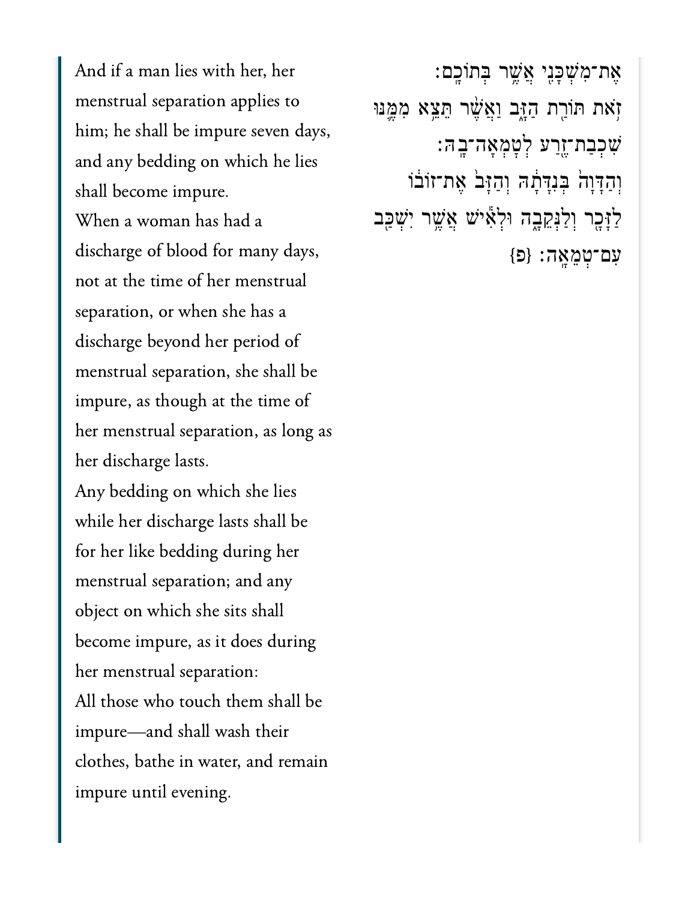And if a man lies with her, her menstrual separation applies to him; he shall be impure seven days, and any bedding on which he lies shall become impure.

When a woman has had a discharge of blood for many days, not at the time of her menstrual separation, or when she has a discharge beyond her period of menstrual separation, she shall be impure, as though at the time of her menstrual separation, as long as her discharge lasts.

Any bedding on which she lies while her discharge lasts shall be for her like bedding during her menstrual separation; and any object on which she sits shall become impure, as it does during her menstrual separation:

All those who touch them shall be impure—and shall wash their clothes, bathe in water, and remain impure until evening.

אֶת־מִשְׁכָּנִ֖י אֲשֶׁ֥ר בְּתוֹכָֽם׃

זֹ֥את תּוֹרַ֖ת הַזָּ֑ב וַאֲשֶׁ֨ר תֵּצֵ֥א מִמֶּ֛נּוּ שִׁכְבַת־זֶ֖רַע לְטָמְאָה־בָֽהּ׃

וְהַדָּוָה֙ בְּנִדָּתָ֔הּ וְהַזָּב֙ אֶת־זוֹב֔וֹ לַזָּכָ֖ר וְלַנְּקֵבָ֑ה וּלְאִ֕ישׁ אֲשֶׁ֥ר יִשְׁכַּ֖ב עִם־טְמֵאָֽה׃ {פ}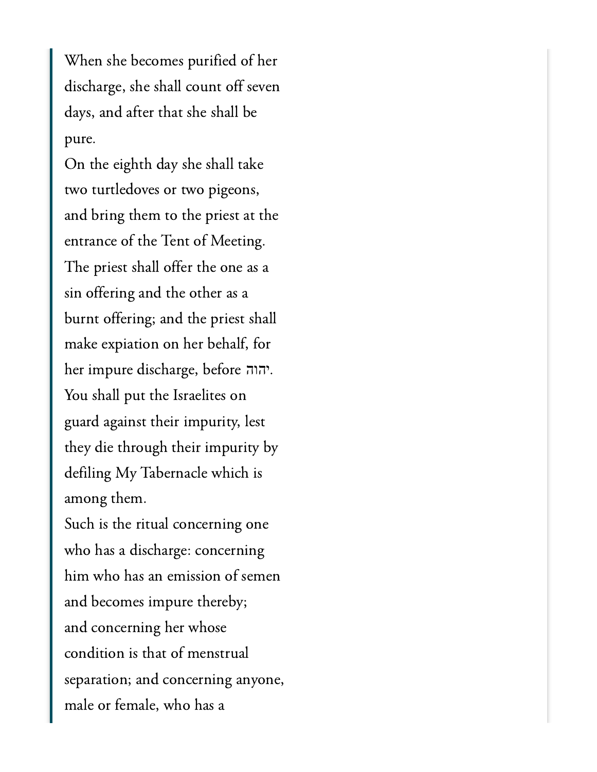When she becomes purified of her discharge, she shall count off seven days, and after that she shall be pure.
On the eighth day she shall take two turtledoves or two pigeons, and bring them to the priest at the entrance of the Tent of Meeting.
The priest shall offer the one as a sin offering and the other as a burnt offering; and the priest shall make expiation on her behalf, for her impure discharge, before יהוה.
You shall put the Israelites on guard against their impurity, lest they die through their impurity by defiling My Tabernacle which is among them.
Such is the ritual concerning one who has a discharge: concerning him who has an emission of semen and becomes impure thereby;
and concerning her whose condition is that of menstrual separation; and concerning anyone, male or female, who has a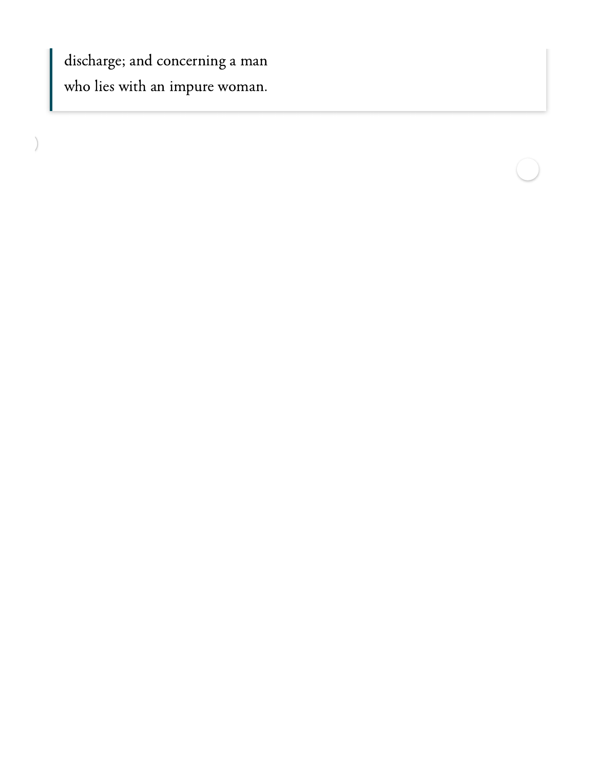> discharge; and concerning a man
> who lies with an impure woman.